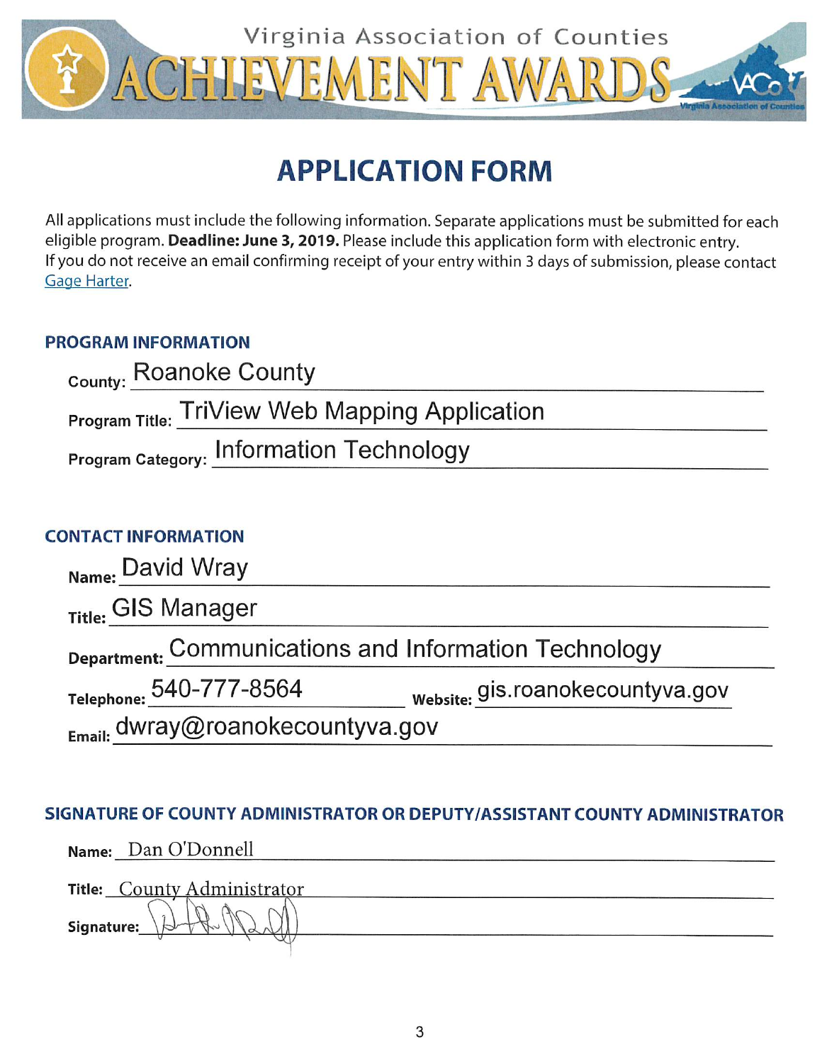Virginia Association of Counties

# ACHIEVEMENT AWARDS

## APPLICATION FORM

All applications must include the following information. Separate applications must be submitted for each eligible program. **Deadline: June 3, 2019.** Please include this application form with electronic entry. If you do not receive an email confirming receipt of your entry within 3 days of submission, please contact Gage Harter.

### PROGRAM INFORMATION

**County:** Roanoke County

**Program Title:** TriView Web Mapping Application

**Program Category:** Information Technology

### CONTACT INFORMATION

**Name:** David Wray

**Title:** GIS Manager

**Department:** Communications and Information Technology

**Telephone:** 540-777-8564 **Website:** gis.roanokecountyva.gov

**Email:** dwray@roanokecountyva.gov

### SIGNATURE OF COUNTY ADMINISTRATOR OR DEPUTY/ASSISTANT COUNTY ADMINISTRATOR

**Name:** Dan O'Donnell

**Title:** County Administrator

**Signature:** [signature]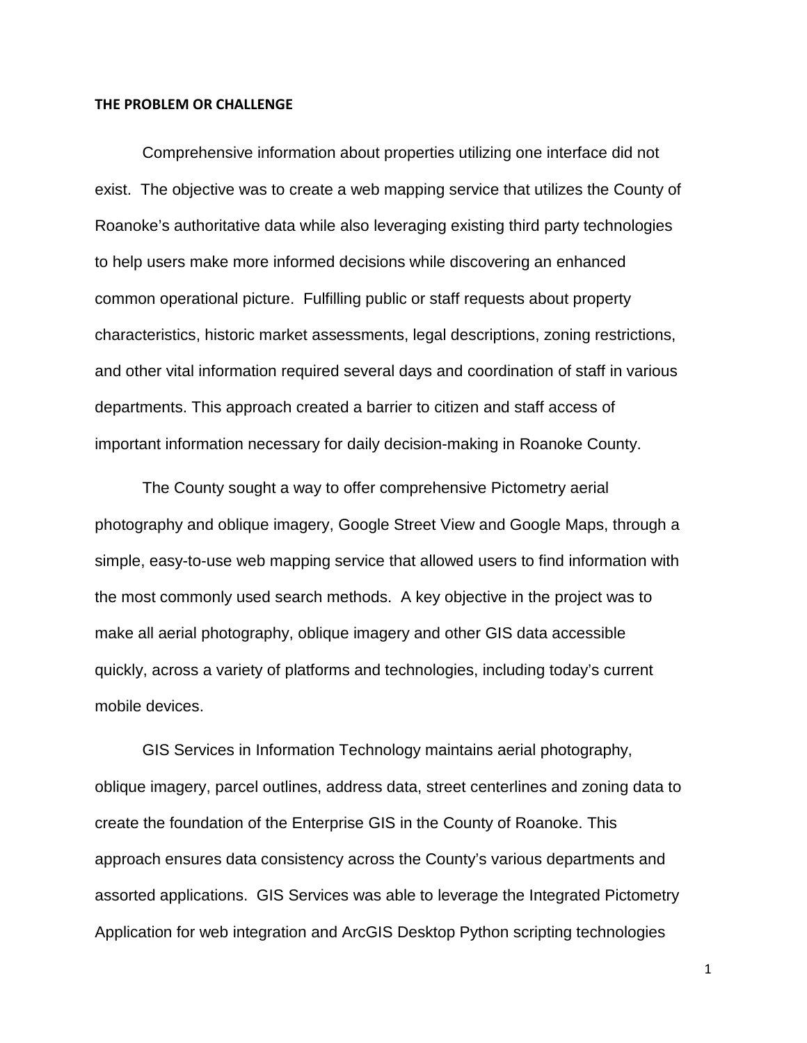## THE PROBLEM OR CHALLENGE

Comprehensive information about properties utilizing one interface did not exist. The objective was to create a web mapping service that utilizes the County of Roanoke's authoritative data while also leveraging existing third party technologies to help users make more informed decisions while discovering an enhanced common operational picture. Fulfilling public or staff requests about property characteristics, historic market assessments, legal descriptions, zoning restrictions, and other vital information required several days and coordination of staff in various departments. This approach created a barrier to citizen and staff access of important information necessary for daily decision-making in Roanoke County.

The County sought a way to offer comprehensive Pictometry aerial photography and oblique imagery, Google Street View and Google Maps, through a simple, easy-to-use web mapping service that allowed users to find information with the most commonly used search methods. A key objective in the project was to make all aerial photography, oblique imagery and other GIS data accessible quickly, across a variety of platforms and technologies, including today's current mobile devices.

GIS Services in Information Technology maintains aerial photography, oblique imagery, parcel outlines, address data, street centerlines and zoning data to create the foundation of the Enterprise GIS in the County of Roanoke. This approach ensures data consistency across the County's various departments and assorted applications. GIS Services was able to leverage the Integrated Pictometry Application for web integration and ArcGIS Desktop Python scripting technologies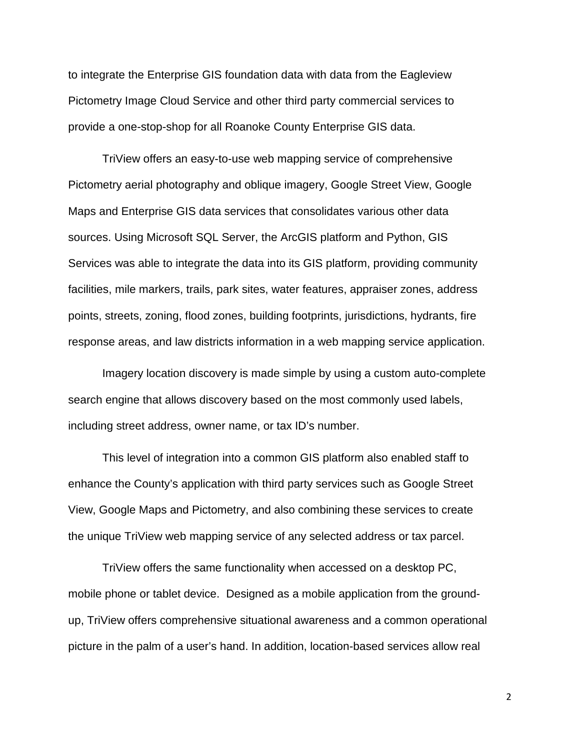to integrate the Enterprise GIS foundation data with data from the Eagleview Pictometry Image Cloud Service and other third party commercial services to provide a one-stop-shop for all Roanoke County Enterprise GIS data.

TriView offers an easy-to-use web mapping service of comprehensive Pictometry aerial photography and oblique imagery, Google Street View, Google Maps and Enterprise GIS data services that consolidates various other data sources. Using Microsoft SQL Server, the ArcGIS platform and Python, GIS Services was able to integrate the data into its GIS platform, providing community facilities, mile markers, trails, park sites, water features, appraiser zones, address points, streets, zoning, flood zones, building footprints, jurisdictions, hydrants, fire response areas, and law districts information in a web mapping service application.

Imagery location discovery is made simple by using a custom auto-complete search engine that allows discovery based on the most commonly used labels, including street address, owner name, or tax ID's number.

This level of integration into a common GIS platform also enabled staff to enhance the County's application with third party services such as Google Street View, Google Maps and Pictometry, and also combining these services to create the unique TriView web mapping service of any selected address or tax parcel.

TriView offers the same functionality when accessed on a desktop PC, mobile phone or tablet device. Designed as a mobile application from the ground-up, TriView offers comprehensive situational awareness and a common operational picture in the palm of a user's hand. In addition, location-based services allow real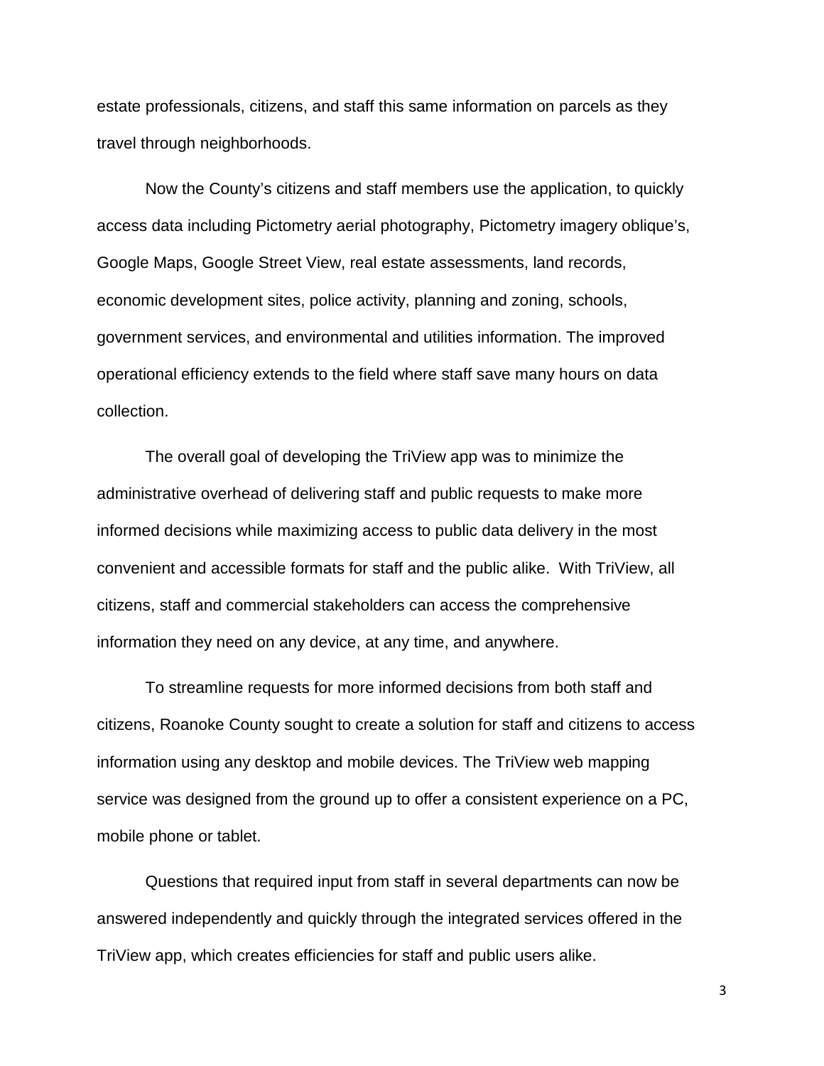estate professionals, citizens, and staff this same information on parcels as they travel through neighborhoods.

Now the County's citizens and staff members use the application, to quickly access data including Pictometry aerial photography, Pictometry imagery oblique's, Google Maps, Google Street View, real estate assessments, land records, economic development sites, police activity, planning and zoning, schools, government services, and environmental and utilities information. The improved operational efficiency extends to the field where staff save many hours on data collection.

The overall goal of developing the TriView app was to minimize the administrative overhead of delivering staff and public requests to make more informed decisions while maximizing access to public data delivery in the most convenient and accessible formats for staff and the public alike. With TriView, all citizens, staff and commercial stakeholders can access the comprehensive information they need on any device, at any time, and anywhere.

To streamline requests for more informed decisions from both staff and citizens, Roanoke County sought to create a solution for staff and citizens to access information using any desktop and mobile devices. The TriView web mapping service was designed from the ground up to offer a consistent experience on a PC, mobile phone or tablet.

Questions that required input from staff in several departments can now be answered independently and quickly through the integrated services offered in the TriView app, which creates efficiencies for staff and public users alike.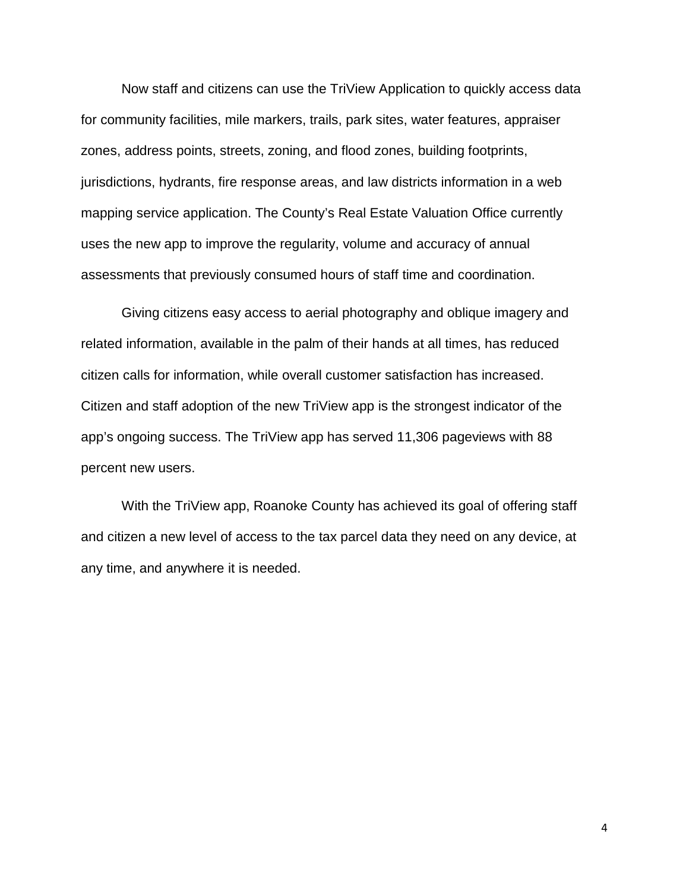Now staff and citizens can use the TriView Application to quickly access data for community facilities, mile markers, trails, park sites, water features, appraiser zones, address points, streets, zoning, and flood zones, building footprints, jurisdictions, hydrants, fire response areas, and law districts information in a web mapping service application. The County's Real Estate Valuation Office currently uses the new app to improve the regularity, volume and accuracy of annual assessments that previously consumed hours of staff time and coordination.

Giving citizens easy access to aerial photography and oblique imagery and related information, available in the palm of their hands at all times, has reduced citizen calls for information, while overall customer satisfaction has increased. Citizen and staff adoption of the new TriView app is the strongest indicator of the app's ongoing success. The TriView app has served 11,306 pageviews with 88 percent new users.

With the TriView app, Roanoke County has achieved its goal of offering staff and citizen a new level of access to the tax parcel data they need on any device, at any time, and anywhere it is needed.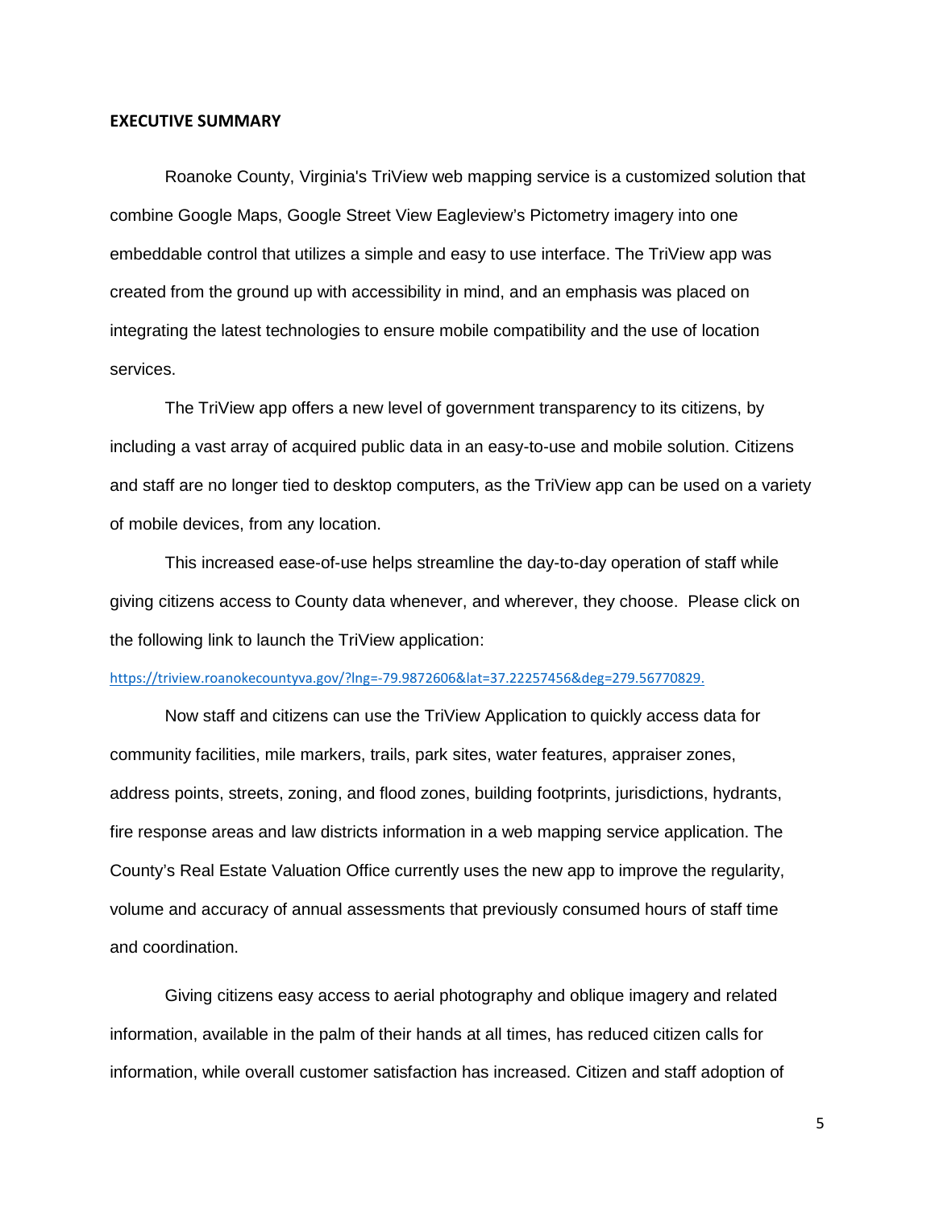## EXECUTIVE SUMMARY

Roanoke County, Virginia's TriView web mapping service is a customized solution that combine Google Maps, Google Street View Eagleview's Pictometry imagery into one embeddable control that utilizes a simple and easy to use interface. The TriView app was created from the ground up with accessibility in mind, and an emphasis was placed on integrating the latest technologies to ensure mobile compatibility and the use of location services.

The TriView app offers a new level of government transparency to its citizens, by including a vast array of acquired public data in an easy-to-use and mobile solution. Citizens and staff are no longer tied to desktop computers, as the TriView app can be used on a variety of mobile devices, from any location.

This increased ease-of-use helps streamline the day-to-day operation of staff while giving citizens access to County data whenever, and wherever, they choose. Please click on the following link to launch the TriView application:

https://triview.roanokecountyva.gov/?lng=-79.9872606&lat=37.22257456&deg=279.56770829.

Now staff and citizens can use the TriView Application to quickly access data for community facilities, mile markers, trails, park sites, water features, appraiser zones, address points, streets, zoning, and flood zones, building footprints, jurisdictions, hydrants, fire response areas and law districts information in a web mapping service application. The County's Real Estate Valuation Office currently uses the new app to improve the regularity, volume and accuracy of annual assessments that previously consumed hours of staff time and coordination.

Giving citizens easy access to aerial photography and oblique imagery and related information, available in the palm of their hands at all times, has reduced citizen calls for information, while overall customer satisfaction has increased. Citizen and staff adoption of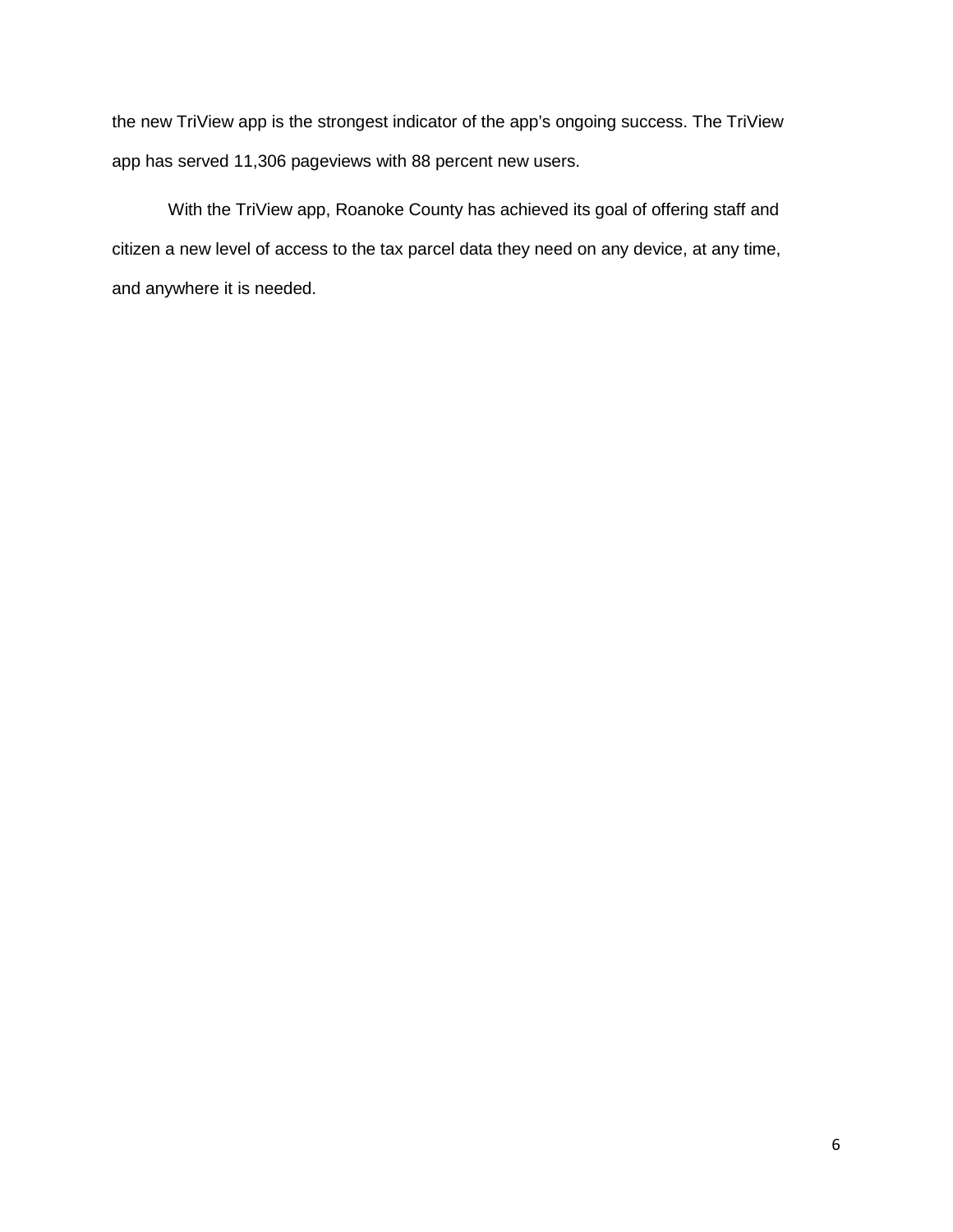the new TriView app is the strongest indicator of the app's ongoing success. The TriView app has served 11,306 pageviews with 88 percent new users.

With the TriView app, Roanoke County has achieved its goal of offering staff and citizen a new level of access to the tax parcel data they need on any device, at any time, and anywhere it is needed.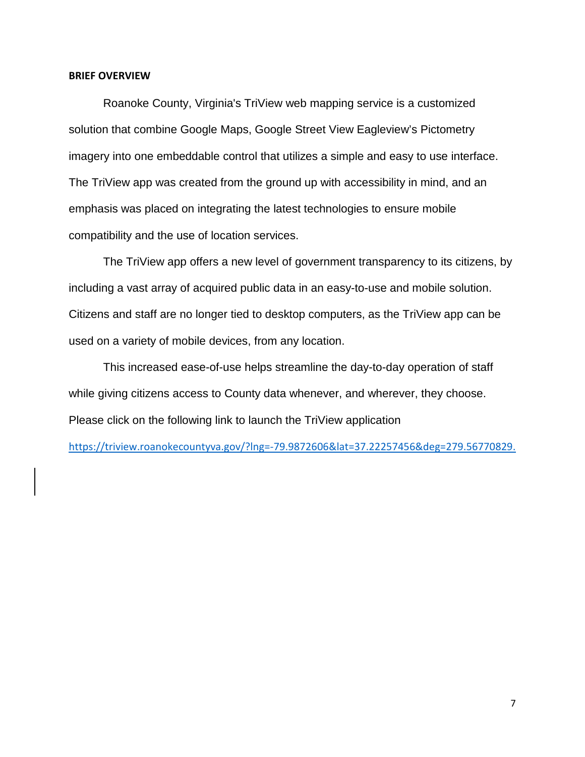**BRIEF OVERVIEW**

Roanoke County, Virginia's TriView web mapping service is a customized solution that combine Google Maps, Google Street View Eagleview's Pictometry imagery into one embeddable control that utilizes a simple and easy to use interface. The TriView app was created from the ground up with accessibility in mind, and an emphasis was placed on integrating the latest technologies to ensure mobile compatibility and the use of location services.

The TriView app offers a new level of government transparency to its citizens, by including a vast array of acquired public data in an easy-to-use and mobile solution. Citizens and staff are no longer tied to desktop computers, as the TriView app can be used on a variety of mobile devices, from any location.

This increased ease-of-use helps streamline the day-to-day operation of staff while giving citizens access to County data whenever, and wherever, they choose. Please click on the following link to launch the TriView application

https://triview.roanokecountyva.gov/?lng=-79.9872606&lat=37.22257456&deg=279.56770829.